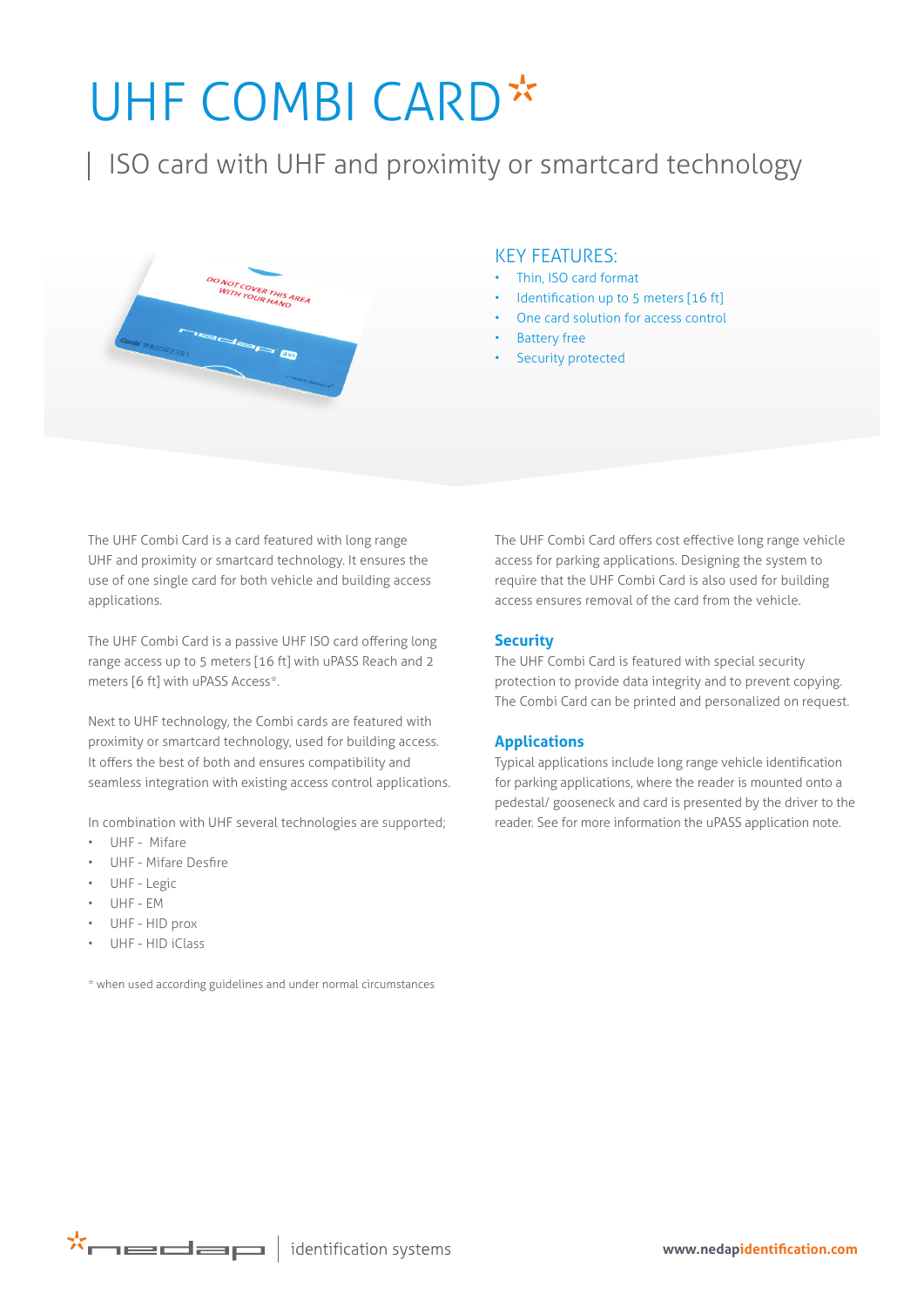# UHF COMBI CARD

## ISO card with UHF and proximity or smartcard technology

### KEY FEATURES:

- Thin, ISO card format
- Identification up to 5 meters [16 ft]
- One card solution for access control
- Battery free
- Security protected

The UHF Combi Card is a card featured with long range UHF and proximity or smartcard technology. It ensures the use of one single card for both vehicle and building access applications.

The UHF Combi Card is a passive UHF ISO card offering long range access up to 5 meters [16 ft] with uPASS Reach and 2 meters [6 ft] with uPASS Access*.

Next to UHF technology, the Combi cards are featured with proximity or smartcard technology, used for building access. It offers the best of both and ensures compatibility and seamless integration with existing access control applications.

In combination with UHF several technologies are supported;

- UHF - Mifare
- UHF - Mifare Desfire
- UHF - Legic
- UHF - EM
- UHF - HID prox
- UHF - HID iClass

* when used according guidelines and under normal circumstances

The UHF Combi Card offers cost effective long range vehicle access for parking applications. Designing the system to require that the UHF Combi Card is also used for building access ensures removal of the card from the vehicle.

### Security

The UHF Combi Card is featured with special security protection to provide data integrity and to prevent copying. The Combi Card can be printed and personalized on request.

### Applications

Typical applications include long range vehicle identification for parking applications, where the reader is mounted onto a pedestal/ gooseneck and card is presented by the driver to the reader. See for more information the uPASS application note.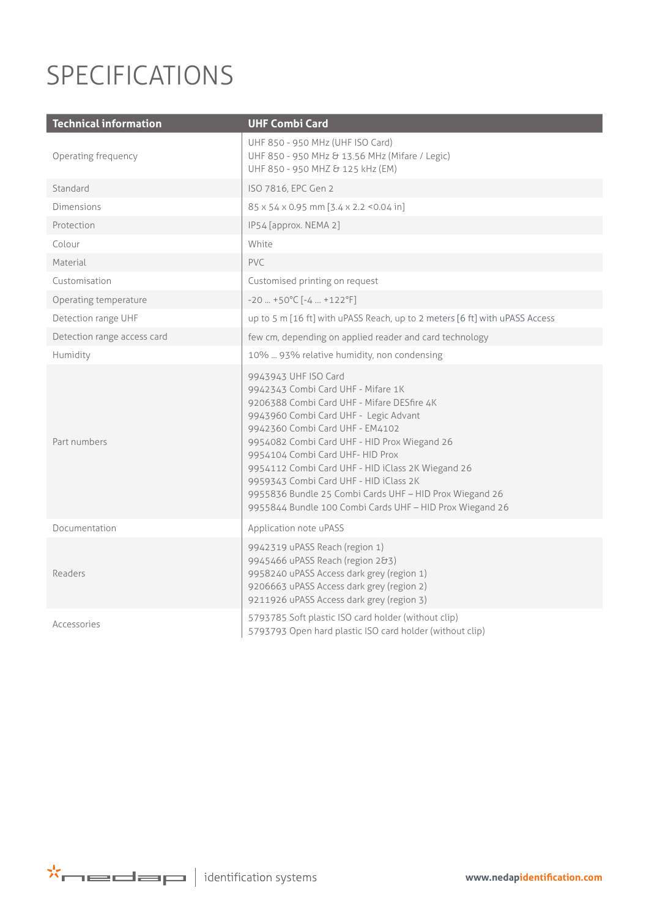# SPECIFICATIONS

| Technical information | UHF Combi Card |
|---|---|
| Operating frequency | UHF 850 - 950 MHz (UHF ISO Card)<br>UHF 850 - 950 MHz & 13.56 MHz (Mifare / Legic)<br>UHF 850 - 950 MHZ & 125 kHz (EM) |
| Standard | ISO 7816, EPC Gen 2 |
| Dimensions | 85 x 54 x 0.95 mm [3.4 x 2.2 <0.04 in] |
| Protection | IP54 [approx. NEMA 2] |
| Colour | White |
| Material | PVC |
| Customisation | Customised printing on request |
| Operating temperature | -20 ... +50°C [-4 ... +122°F] |
| Detection range UHF | up to 5 m [16 ft] with uPASS Reach, up to 2 meters [6 ft] with uPASS Access |
| Detection range access card | few cm, depending on applied reader and card technology |
| Humidity | 10% ... 93% relative humidity, non condensing |
| Part numbers | 9943943 UHF ISO Card<br>9942343 Combi Card UHF - Mifare 1K<br>9206388 Combi Card UHF - Mifare DESfire 4K<br>9943960 Combi Card UHF - Legic Advant<br>9942360 Combi Card UHF - EM4102<br>9954082 Combi Card UHF - HID Prox Wiegand 26<br>9954104 Combi Card UHF- HID Prox<br>9954112 Combi Card UHF - HID iClass 2K Wiegand 26<br>9959343 Combi Card UHF - HID iClass 2K<br>9955836 Bundle 25 Combi Cards UHF – HID Prox Wiegand 26<br>9955844 Bundle 100 Combi Cards UHF – HID Prox Wiegand 26 |
| Documentation | Application note uPASS |
| Readers | 9942319 uPASS Reach (region 1)<br>9945466 uPASS Reach (region 2&3)<br>9958240 uPASS Access dark grey (region 1)<br>9206663 uPASS Access dark grey (region 2)<br>9211926 uPASS Access dark grey (region 3) |
| Accessories | 5793785 Soft plastic ISO card holder (without clip)<br>5793793 Open hard plastic ISO card holder (without clip) |

nedap | identification systems

www.nedapidentification.com